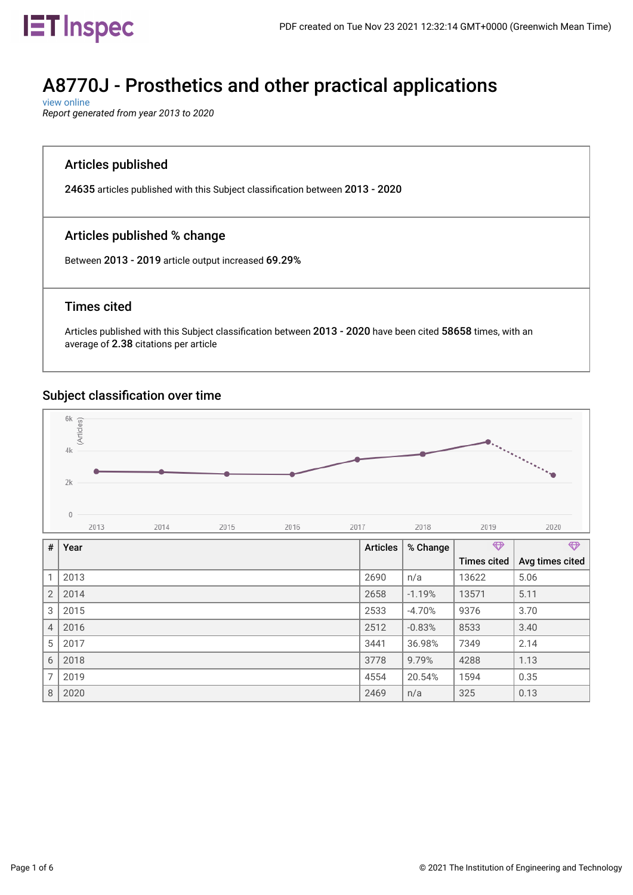# A8770J - Prosthetics and other practical applications

view online

*Report generated from year 2013 to 2020*

## Articles published

**24635** articles published with this Subject classification between **2013 - 2020**

## Articles published % change

Between **2013 - 2019** article output increased **69.29%**

## Times cited

Articles published with this Subject classification between **2013 - 2020** have been cited **58658** times, with an average of **2.38** citations per article

## Subject classification over time

| # | Year | Articles | % Change | Times cited | Avg times cited |
|---|---|---|---|---|---|
| 1 | 2013 | 2690 | n/a | 13622 | 5.06 |
| 2 | 2014 | 2658 | -1.19% | 13571 | 5.11 |
| 3 | 2015 | 2533 | -4.70% | 9376 | 3.70 |
| 4 | 2016 | 2512 | -0.83% | 8533 | 3.40 |
| 5 | 2017 | 3441 | 36.98% | 7349 | 2.14 |
| 6 | 2018 | 3778 | 9.79% | 4288 | 1.13 |
| 7 | 2019 | 4554 | 20.54% | 1594 | 0.35 |
| 8 | 2020 | 2469 | n/a | 325 | 0.13 |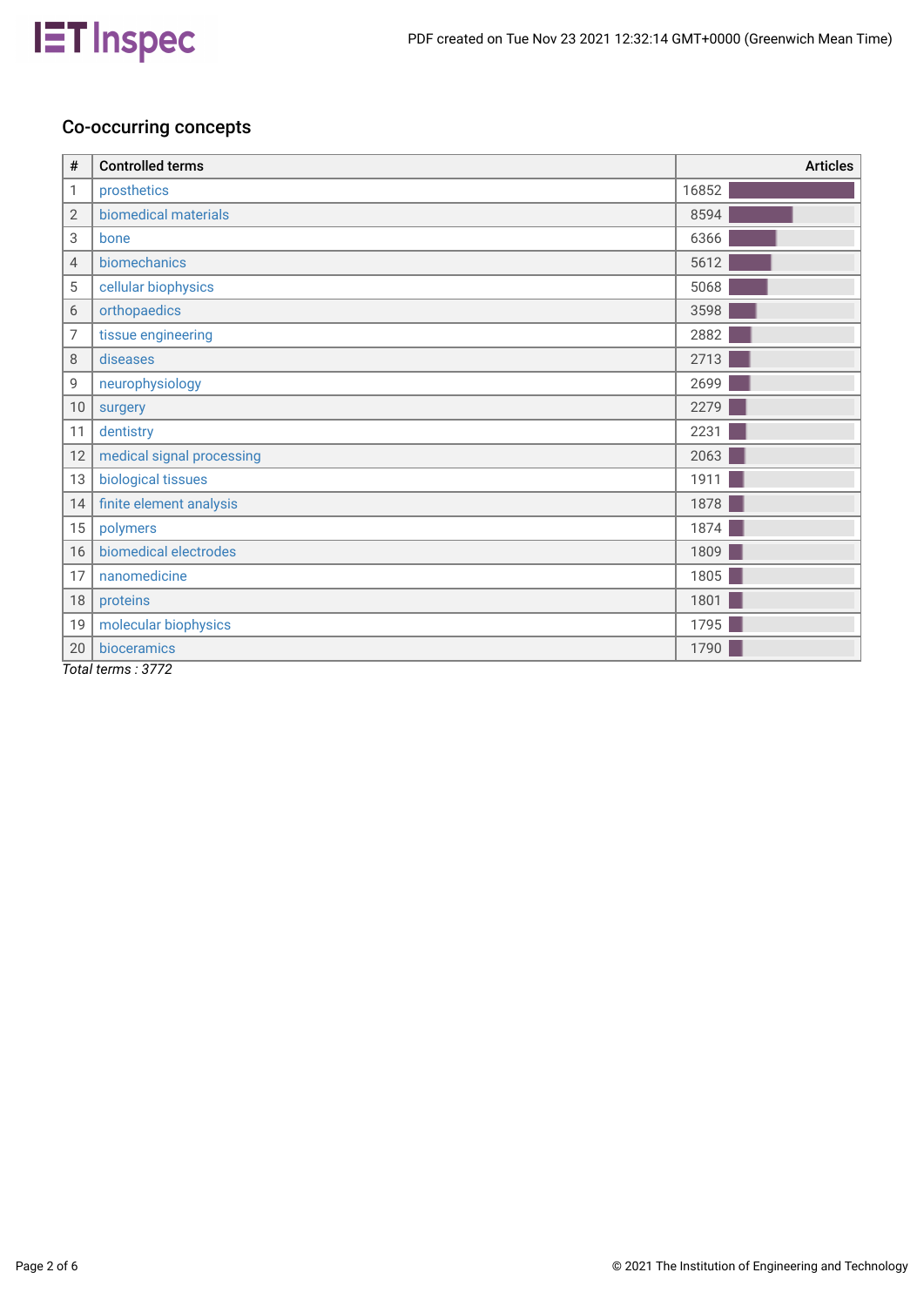## Co-occurring concepts

| # | Controlled terms | Articles |
|---|---|---|
| 1 | prosthetics | 16852 |
| 2 | biomedical materials | 8594 |
| 3 | bone | 6366 |
| 4 | biomechanics | 5612 |
| 5 | cellular biophysics | 5068 |
| 6 | orthopaedics | 3598 |
| 7 | tissue engineering | 2882 |
| 8 | diseases | 2713 |
| 9 | neurophysiology | 2699 |
| 10 | surgery | 2279 |
| 11 | dentistry | 2231 |
| 12 | medical signal processing | 2063 |
| 13 | biological tissues | 1911 |
| 14 | finite element analysis | 1878 |
| 15 | polymers | 1874 |
| 16 | biomedical electrodes | 1809 |
| 17 | nanomedicine | 1805 |
| 18 | proteins | 1801 |
| 19 | molecular biophysics | 1795 |
| 20 | bioceramics | 1790 |

*Total terms : 3772*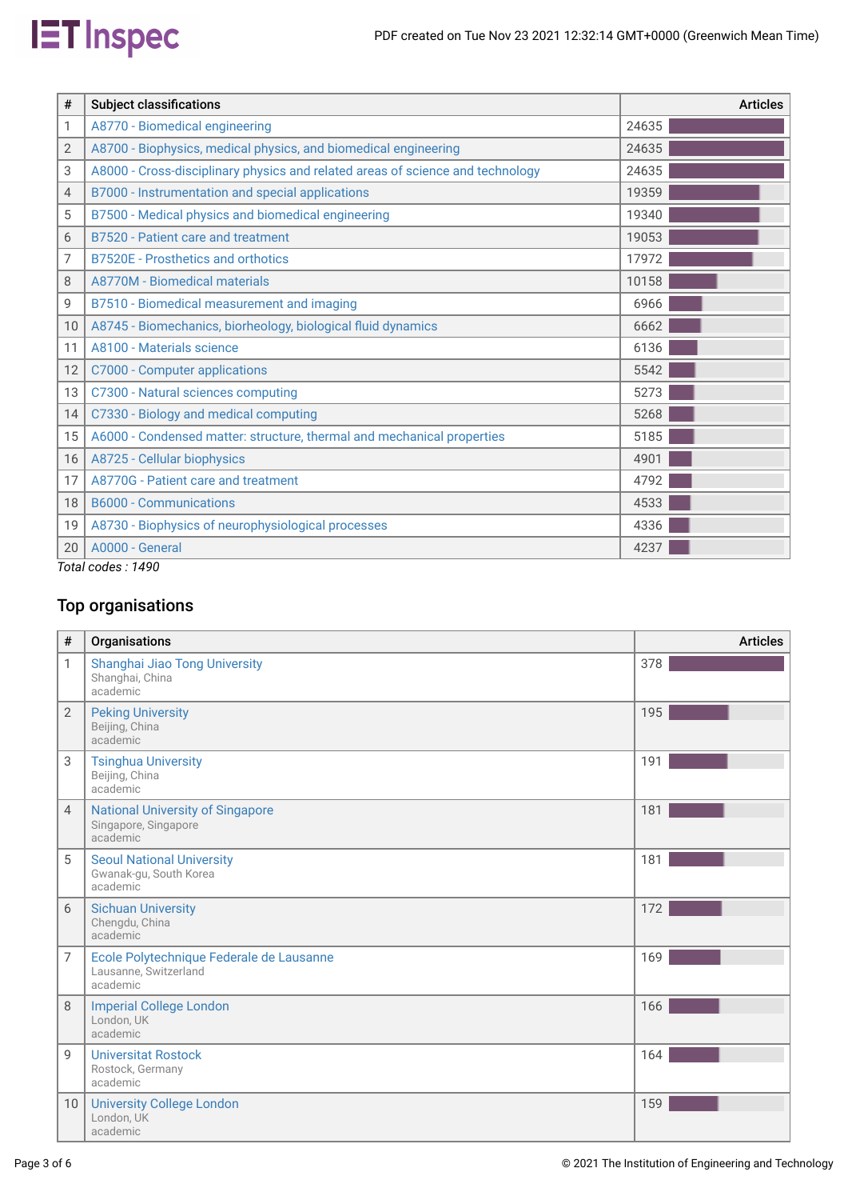| # | Subject classifications | Articles |
|---|---|---|
| 1 | A8770 - Biomedical engineering | 24635 |
| 2 | A8700 - Biophysics, medical physics, and biomedical engineering | 24635 |
| 3 | A8000 - Cross-disciplinary physics and related areas of science and technology | 24635 |
| 4 | B7000 - Instrumentation and special applications | 19359 |
| 5 | B7500 - Medical physics and biomedical engineering | 19340 |
| 6 | B7520 - Patient care and treatment | 19053 |
| 7 | B7520E - Prosthetics and orthotics | 17972 |
| 8 | A8770M - Biomedical materials | 10158 |
| 9 | B7510 - Biomedical measurement and imaging | 6966 |
| 10 | A8745 - Biomechanics, biorheology, biological fluid dynamics | 6662 |
| 11 | A8100 - Materials science | 6136 |
| 12 | C7000 - Computer applications | 5542 |
| 13 | C7300 - Natural sciences computing | 5273 |
| 14 | C7330 - Biology and medical computing | 5268 |
| 15 | A6000 - Condensed matter: structure, thermal and mechanical properties | 5185 |
| 16 | A8725 - Cellular biophysics | 4901 |
| 17 | A8770G - Patient care and treatment | 4792 |
| 18 | B6000 - Communications | 4533 |
| 19 | A8730 - Biophysics of neurophysiological processes | 4336 |
| 20 | A0000 - General | 4237 |

*Total codes : 1490*

## Top organisations

| # | Organisations | Articles |
|---|---|---|
| 1 | Shanghai Jiao Tong University<br>Shanghai, China<br>academic | 378 |
| 2 | Peking University<br>Beijing, China<br>academic | 195 |
| 3 | Tsinghua University<br>Beijing, China<br>academic | 191 |
| 4 | National University of Singapore<br>Singapore, Singapore<br>academic | 181 |
| 5 | Seoul National University<br>Gwanak-gu, South Korea<br>academic | 181 |
| 6 | Sichuan University<br>Chengdu, China<br>academic | 172 |
| 7 | Ecole Polytechnique Federale de Lausanne<br>Lausanne, Switzerland<br>academic | 169 |
| 8 | Imperial College London<br>London, UK<br>academic | 166 |
| 9 | Universitat Rostock<br>Rostock, Germany<br>academic | 164 |
| 10 | University College London<br>London, UK<br>academic | 159 |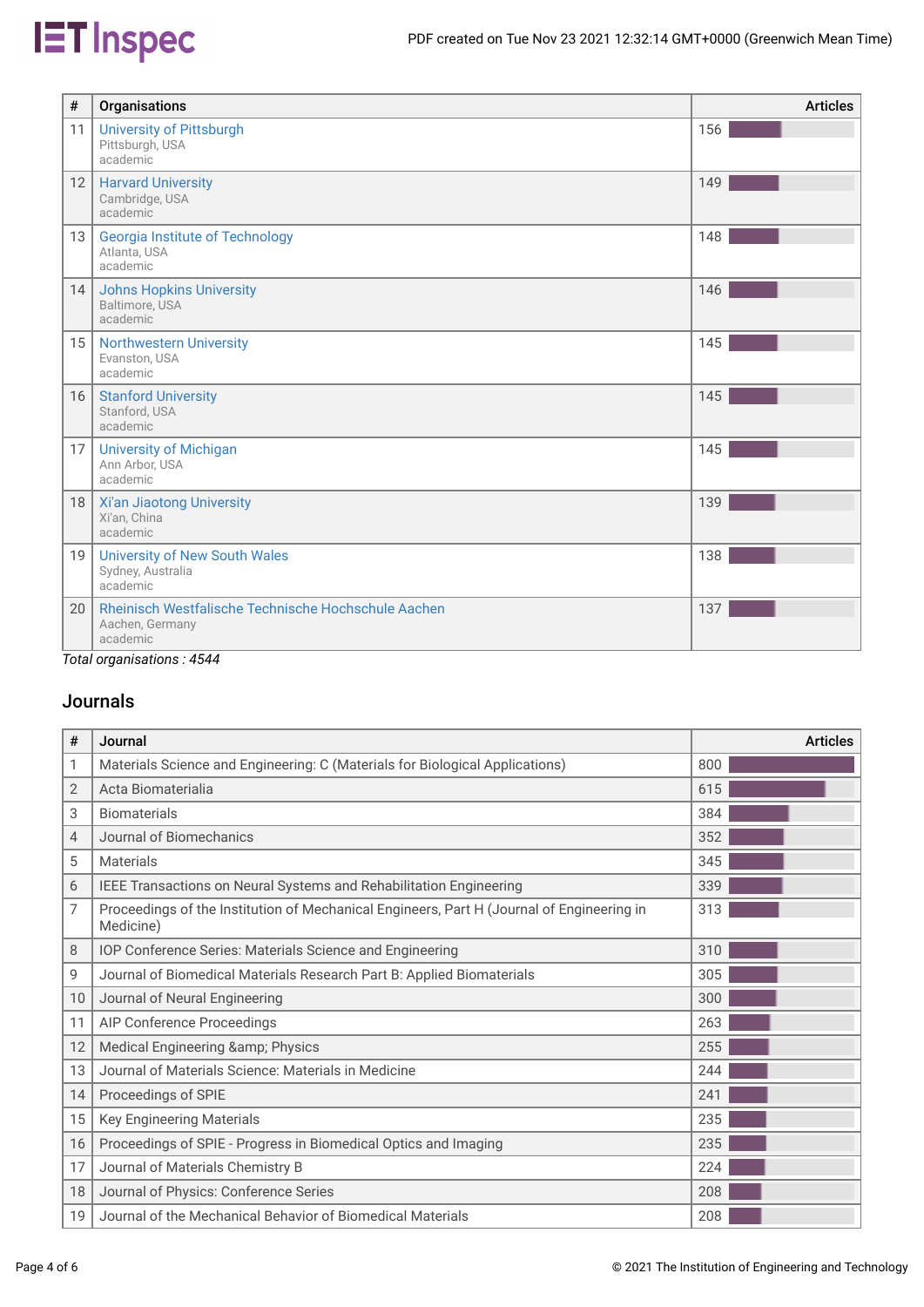| # | Organisations | Articles |
|---|---|---|
| 11 | University of Pittsburgh<br>Pittsburgh, USA<br>academic | 156 |
| 12 | Harvard University<br>Cambridge, USA<br>academic | 149 |
| 13 | Georgia Institute of Technology<br>Atlanta, USA<br>academic | 148 |
| 14 | Johns Hopkins University<br>Baltimore, USA<br>academic | 146 |
| 15 | Northwestern University<br>Evanston, USA<br>academic | 145 |
| 16 | Stanford University<br>Stanford, USA<br>academic | 145 |
| 17 | University of Michigan<br>Ann Arbor, USA<br>academic | 145 |
| 18 | Xi'an Jiaotong University<br>Xi'an, China<br>academic | 139 |
| 19 | University of New South Wales<br>Sydney, Australia<br>academic | 138 |
| 20 | Rheinisch Westfalische Technische Hochschule Aachen<br>Aachen, Germany<br>academic | 137 |

*Total organisations : 4544*

## Journals

| # | Journal | Articles |
|---|---|---|
| 1 | Materials Science and Engineering: C (Materials for Biological Applications) | 800 |
| 2 | Acta Biomaterialia | 615 |
| 3 | Biomaterials | 384 |
| 4 | Journal of Biomechanics | 352 |
| 5 | Materials | 345 |
| 6 | IEEE Transactions on Neural Systems and Rehabilitation Engineering | 339 |
| 7 | Proceedings of the Institution of Mechanical Engineers, Part H (Journal of Engineering in Medicine) | 313 |
| 8 | IOP Conference Series: Materials Science and Engineering | 310 |
| 9 | Journal of Biomedical Materials Research Part B: Applied Biomaterials | 305 |
| 10 | Journal of Neural Engineering | 300 |
| 11 | AIP Conference Proceedings | 263 |
| 12 | Medical Engineering &amp; Physics | 255 |
| 13 | Journal of Materials Science: Materials in Medicine | 244 |
| 14 | Proceedings of SPIE | 241 |
| 15 | Key Engineering Materials | 235 |
| 16 | Proceedings of SPIE - Progress in Biomedical Optics and Imaging | 235 |
| 17 | Journal of Materials Chemistry B | 224 |
| 18 | Journal of Physics: Conference Series | 208 |
| 19 | Journal of the Mechanical Behavior of Biomedical Materials | 208 |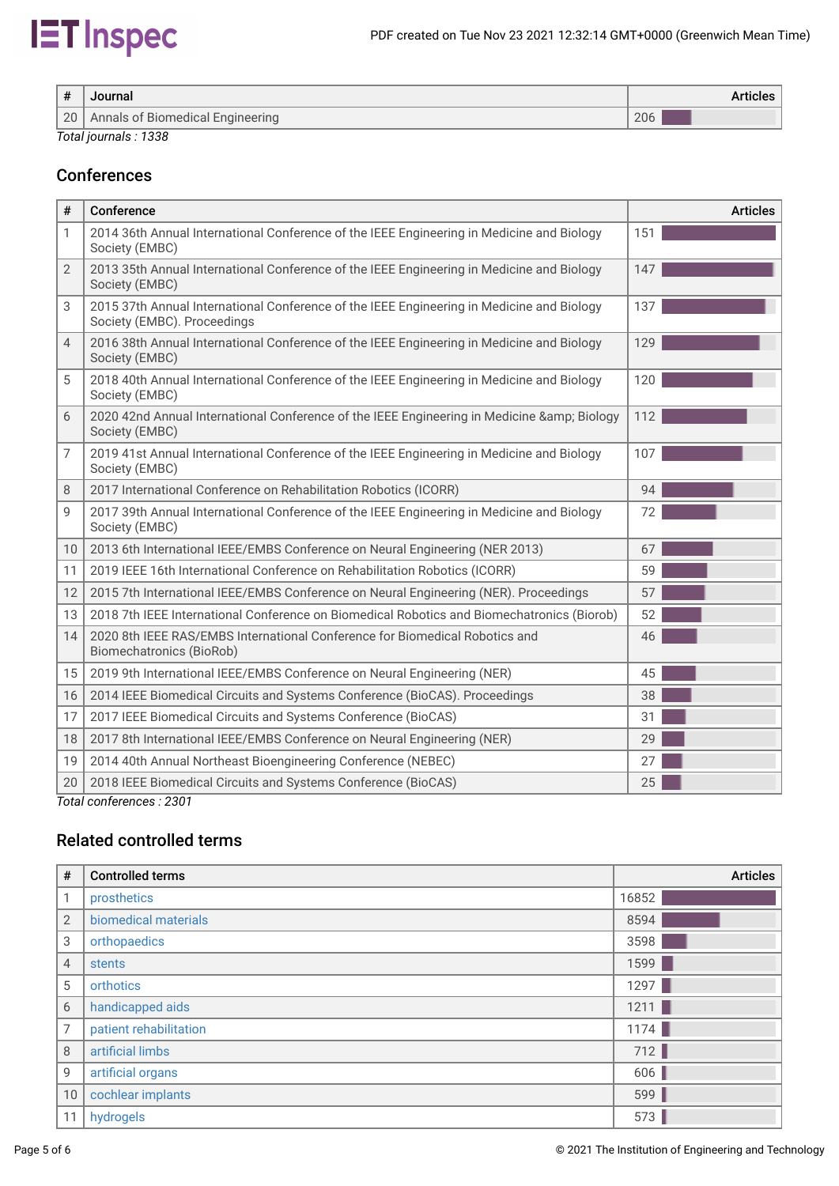| # | Journal | Articles |
|---|---|---|
| 20 | Annals of Biomedical Engineering | 206 |

*Total journals : 1338*

## Conferences

| # | Conference | Articles |
|---|---|---|
| 1 | 2014 36th Annual International Conference of the IEEE Engineering in Medicine and Biology Society (EMBC) | 151 |
| 2 | 2013 35th Annual International Conference of the IEEE Engineering in Medicine and Biology Society (EMBC) | 147 |
| 3 | 2015 37th Annual International Conference of the IEEE Engineering in Medicine and Biology Society (EMBC). Proceedings | 137 |
| 4 | 2016 38th Annual International Conference of the IEEE Engineering in Medicine and Biology Society (EMBC) | 129 |
| 5 | 2018 40th Annual International Conference of the IEEE Engineering in Medicine and Biology Society (EMBC) | 120 |
| 6 | 2020 42nd Annual International Conference of the IEEE Engineering in Medicine &amp; Biology Society (EMBC) | 112 |
| 7 | 2019 41st Annual International Conference of the IEEE Engineering in Medicine and Biology Society (EMBC) | 107 |
| 8 | 2017 International Conference on Rehabilitation Robotics (ICORR) | 94 |
| 9 | 2017 39th Annual International Conference of the IEEE Engineering in Medicine and Biology Society (EMBC) | 72 |
| 10 | 2013 6th International IEEE/EMBS Conference on Neural Engineering (NER 2013) | 67 |
| 11 | 2019 IEEE 16th International Conference on Rehabilitation Robotics (ICORR) | 59 |
| 12 | 2015 7th International IEEE/EMBS Conference on Neural Engineering (NER). Proceedings | 57 |
| 13 | 2018 7th IEEE International Conference on Biomedical Robotics and Biomechatronics (Biorob) | 52 |
| 14 | 2020 8th IEEE RAS/EMBS International Conference for Biomedical Robotics and Biomechatronics (BioRob) | 46 |
| 15 | 2019 9th International IEEE/EMBS Conference on Neural Engineering (NER) | 45 |
| 16 | 2014 IEEE Biomedical Circuits and Systems Conference (BioCAS). Proceedings | 38 |
| 17 | 2017 IEEE Biomedical Circuits and Systems Conference (BioCAS) | 31 |
| 18 | 2017 8th International IEEE/EMBS Conference on Neural Engineering (NER) | 29 |
| 19 | 2014 40th Annual Northeast Bioengineering Conference (NEBEC) | 27 |
| 20 | 2018 IEEE Biomedical Circuits and Systems Conference (BioCAS) | 25 |

*Total conferences : 2301*

## Related controlled terms

| # | Controlled terms | Articles |
|---|---|---|
| 1 | prosthetics | 16852 |
| 2 | biomedical materials | 8594 |
| 3 | orthopaedics | 3598 |
| 4 | stents | 1599 |
| 5 | orthotics | 1297 |
| 6 | handicapped aids | 1211 |
| 7 | patient rehabilitation | 1174 |
| 8 | artificial limbs | 712 |
| 9 | artificial organs | 606 |
| 10 | cochlear implants | 599 |
| 11 | hydrogels | 573 |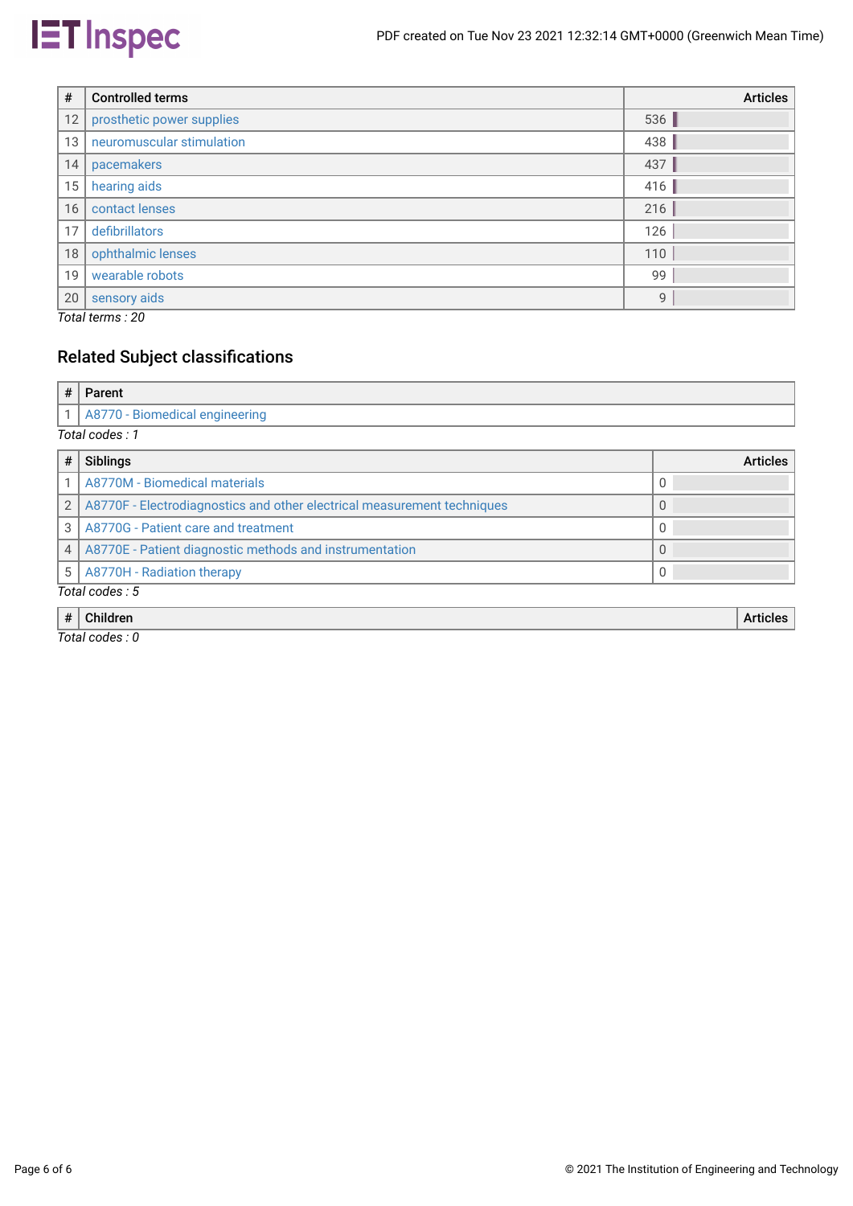| # | Controlled terms | Articles |
|---|---|---|
| 12 | prosthetic power supplies | 536 |
| 13 | neuromuscular stimulation | 438 |
| 14 | pacemakers | 437 |
| 15 | hearing aids | 416 |
| 16 | contact lenses | 216 |
| 17 | defibrillators | 126 |
| 18 | ophthalmic lenses | 110 |
| 19 | wearable robots | 99 |
| 20 | sensory aids | 9 |

*Total terms : 20*

## Related Subject classifications

| # | Parent |
|---|---|
| 1 | A8770 - Biomedical engineering |

*Total codes : 1*

| # | Siblings | Articles |
|---|---|---|
| 1 | A8770M - Biomedical materials | 0 |
| 2 | A8770F - Electrodiagnostics and other electrical measurement techniques | 0 |
| 3 | A8770G - Patient care and treatment | 0 |
| 4 | A8770E - Patient diagnostic methods and instrumentation | 0 |
| 5 | A8770H - Radiation therapy | 0 |

*Total codes : 5*

| # | Children | Articles |
|---|---|---|

*Total codes : 0*